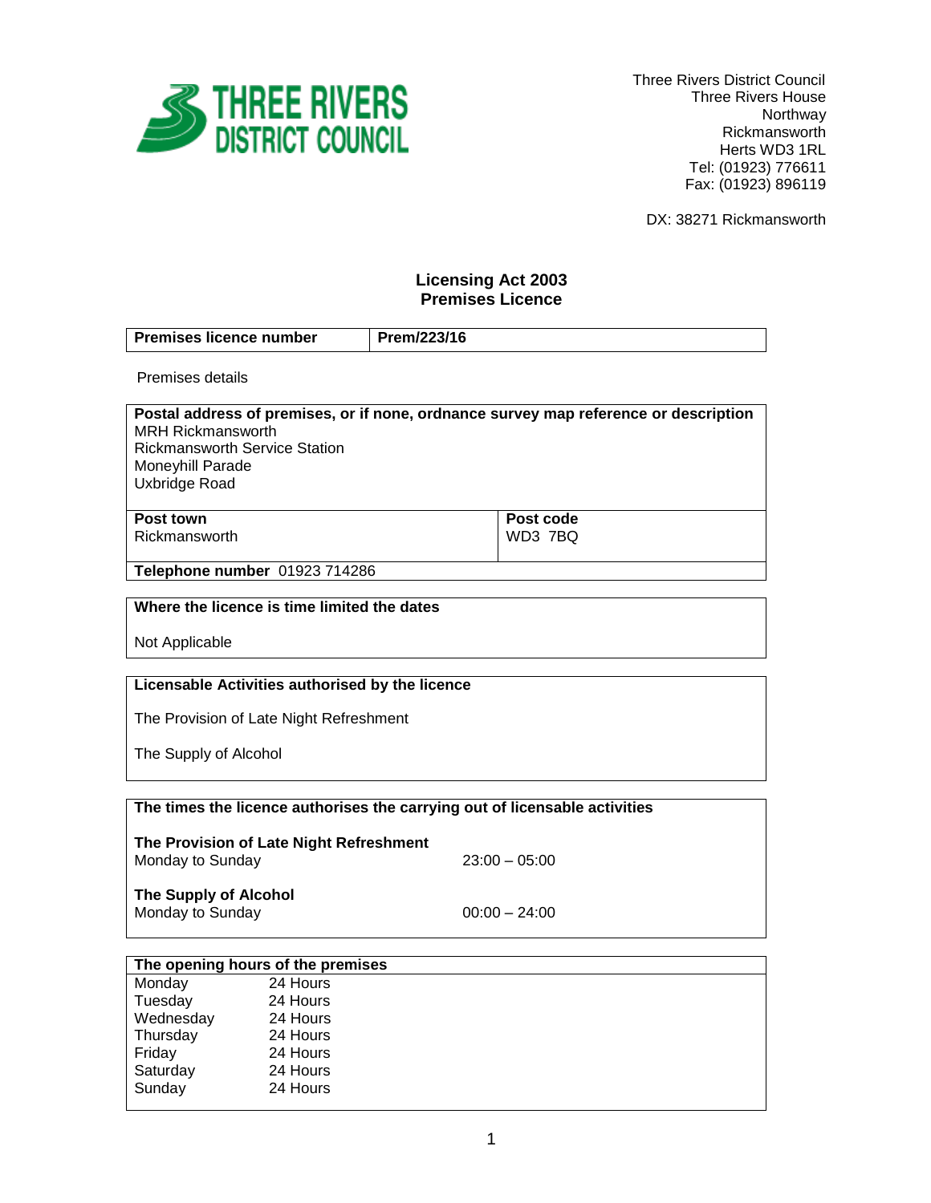**THREE RIVERS DISTRICT COUNCIL**

Three Rivers District Council
Three Rivers House
Northway
Rickmansworth
Herts WD3 1RL
Tel: (01923) 776611
Fax: (01923) 896119

DX: 38271 Rickmansworth

# Licensing Act 2003
# Premises Licence

| **Premises licence number** | **Prem/223/16** |
|---|---|

Premises details

**Postal address of premises, or if none, ordnance survey map reference or description**
MRH Rickmansworth
Rickmansworth Service Station
Moneyhill Parade
Uxbridge Road

| **Post town** | **Post code** |
|---|---|
| Rickmansworth | WD3 7BQ |

**Telephone number** 01923 714286

**Where the licence is time limited the dates**

Not Applicable

**Licensable Activities authorised by the licence**

The Provision of Late Night Refreshment

The Supply of Alcohol

**The times the licence authorises the carrying out of licensable activities**

| **The Provision of Late Night Refreshment** | |
|---|---|
| Monday to Sunday | 23:00 – 05:00 |
| **The Supply of Alcohol** | |
| Monday to Sunday | 00:00 – 24:00 |

**The opening hours of the premises**

| Day | Hours |
|---|---|
| Monday | 24 Hours |
| Tuesday | 24 Hours |
| Wednesday | 24 Hours |
| Thursday | 24 Hours |
| Friday | 24 Hours |
| Saturday | 24 Hours |
| Sunday | 24 Hours |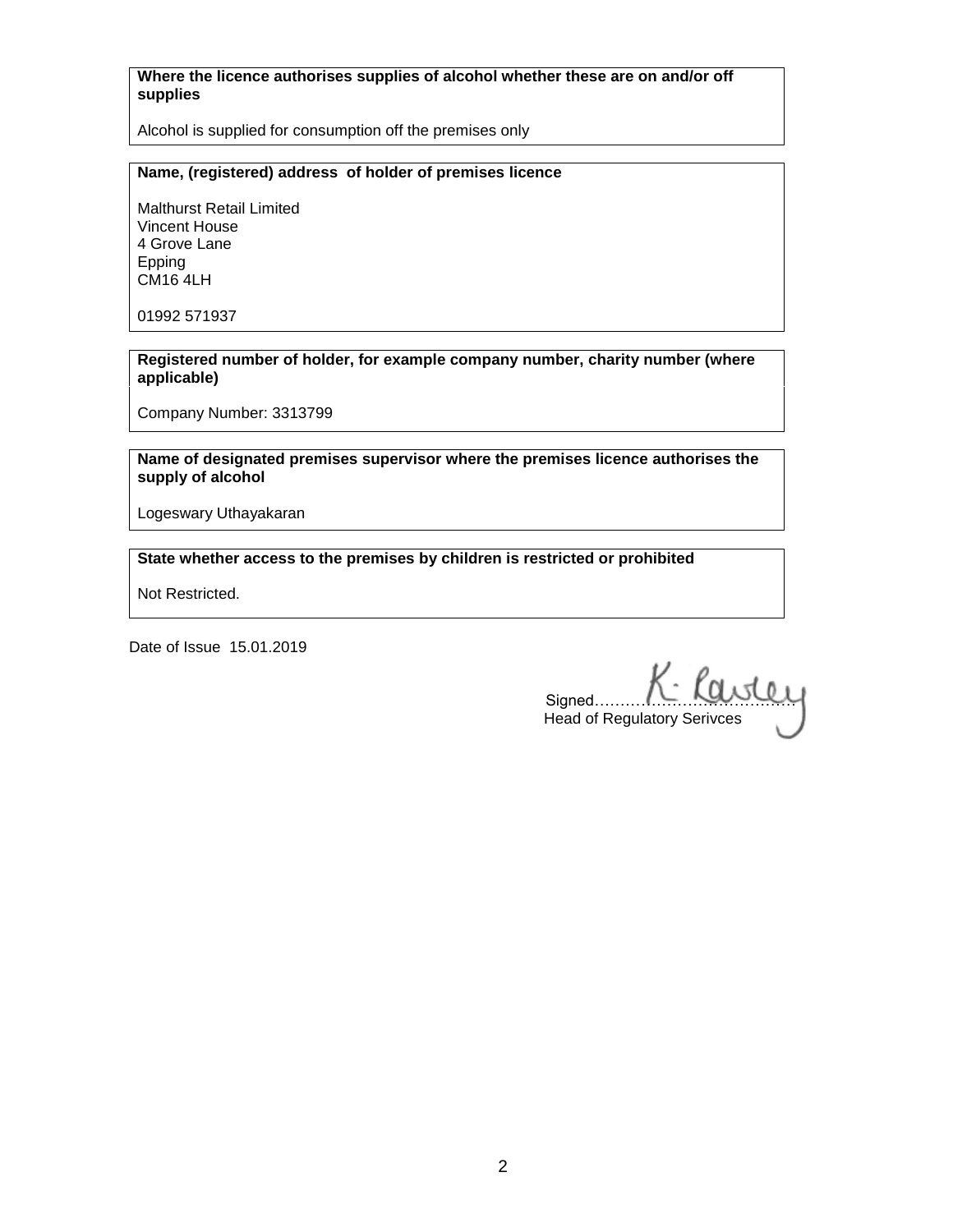**Where the licence authorises supplies of alcohol whether these are on and/or off supplies**

Alcohol is supplied for consumption off the premises only

**Name, (registered) address of holder of premises licence**

Malthurst Retail Limited
Vincent House
4 Grove Lane
Epping
CM16 4LH

01992 571937

**Registered number of holder, for example company number, charity number (where applicable)**

Company Number: 3313799

**Name of designated premises supervisor where the premises licence authorises the supply of alcohol**

Logeswary Uthayakaran

**State whether access to the premises by children is restricted or prohibited**

Not Restricted.

Date of Issue 15.01.2019

Signed……K. Rawley……
Head of Regulatory Serivces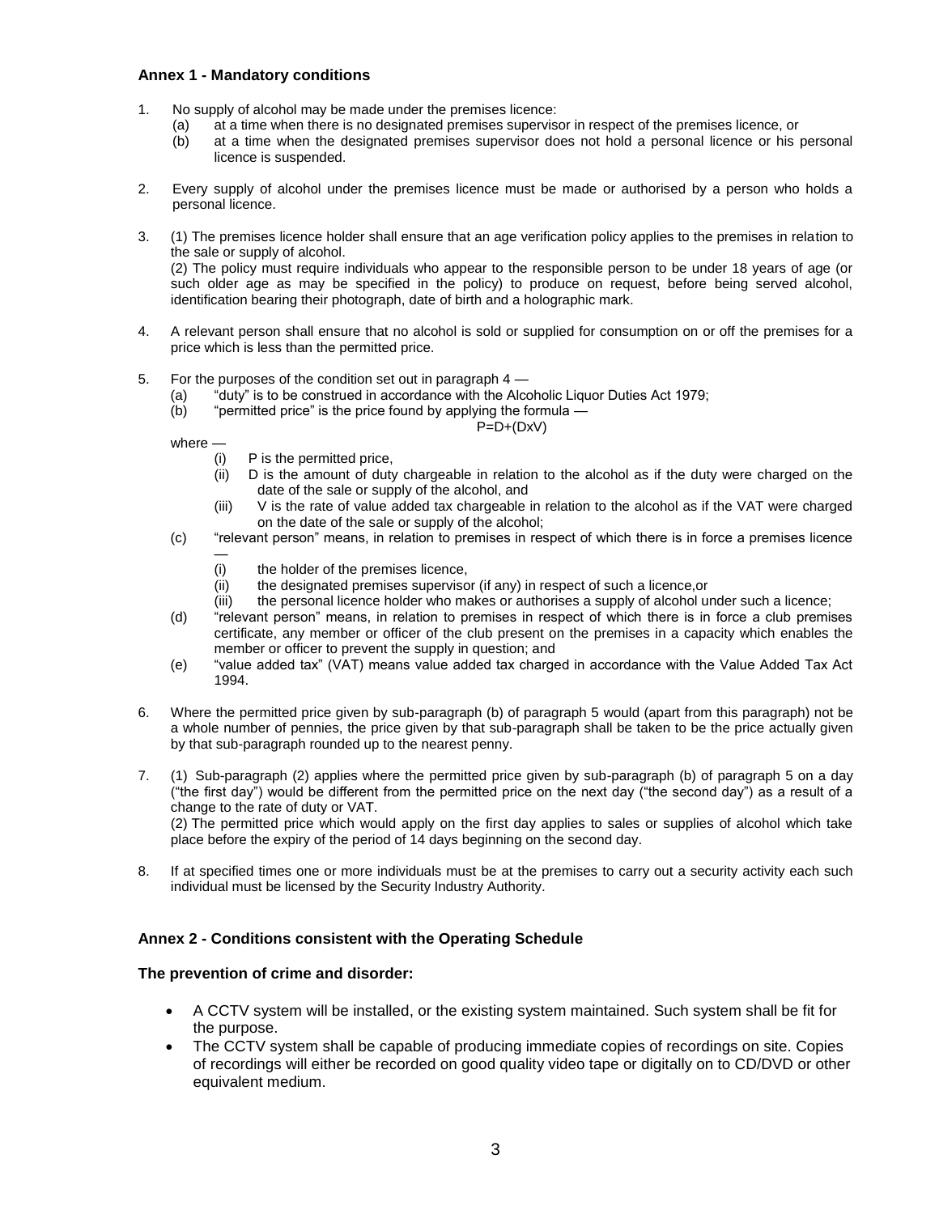### Annex 1 - Mandatory conditions

1. No supply of alcohol may be made under the premises licence:
   (a) at a time when there is no designated premises supervisor in respect of the premises licence, or
   (b) at a time when the designated premises supervisor does not hold a personal licence or his personal licence is suspended.

2. Every supply of alcohol under the premises licence must be made or authorised by a person who holds a personal licence.

3. (1) The premises licence holder shall ensure that an age verification policy applies to the premises in relation to the sale or supply of alcohol.
   (2) The policy must require individuals who appear to the responsible person to be under 18 years of age (or such older age as may be specified in the policy) to produce on request, before being served alcohol, identification bearing their photograph, date of birth and a holographic mark.

4. A relevant person shall ensure that no alcohol is sold or supplied for consumption on or off the premises for a price which is less than the permitted price.

5. For the purposes of the condition set out in paragraph 4 —
   (a) "duty" is to be construed in accordance with the Alcoholic Liquor Duties Act 1979;
   (b) "permitted price" is the price found by applying the formula —

   $$P=D+(DxV)$$

   where —
   (i) P is the permitted price,
   (ii) D is the amount of duty chargeable in relation to the alcohol as if the duty were charged on the date of the sale or supply of the alcohol, and
   (iii) V is the rate of value added tax chargeable in relation to the alcohol as if the VAT were charged on the date of the sale or supply of the alcohol;
   (c) "relevant person" means, in relation to premises in respect of which there is in force a premises licence —
   (i) the holder of the premises licence,
   (ii) the designated premises supervisor (if any) in respect of such a licence,or
   (iii) the personal licence holder who makes or authorises a supply of alcohol under such a licence;
   (d) "relevant person" means, in relation to premises in respect of which there is in force a club premises certificate, any member or officer of the club present on the premises in a capacity which enables the member or officer to prevent the supply in question; and
   (e) "value added tax" (VAT) means value added tax charged in accordance with the Value Added Tax Act 1994.

6. Where the permitted price given by sub-paragraph (b) of paragraph 5 would (apart from this paragraph) not be a whole number of pennies, the price given by that sub-paragraph shall be taken to be the price actually given by that sub-paragraph rounded up to the nearest penny.

7. (1) Sub-paragraph (2) applies where the permitted price given by sub-paragraph (b) of paragraph 5 on a day ("the first day") would be different from the permitted price on the next day ("the second day") as a result of a change to the rate of duty or VAT.
   (2) The permitted price which would apply on the first day applies to sales or supplies of alcohol which take place before the expiry of the period of 14 days beginning on the second day.

8. If at specified times one or more individuals must be at the premises to carry out a security activity each such individual must be licensed by the Security Industry Authority.

### Annex 2 - Conditions consistent with the Operating Schedule

**The prevention of crime and disorder:**

- A CCTV system will be installed, or the existing system maintained. Such system shall be fit for the purpose.
- The CCTV system shall be capable of producing immediate copies of recordings on site. Copies of recordings will either be recorded on good quality video tape or digitally on to CD/DVD or other equivalent medium.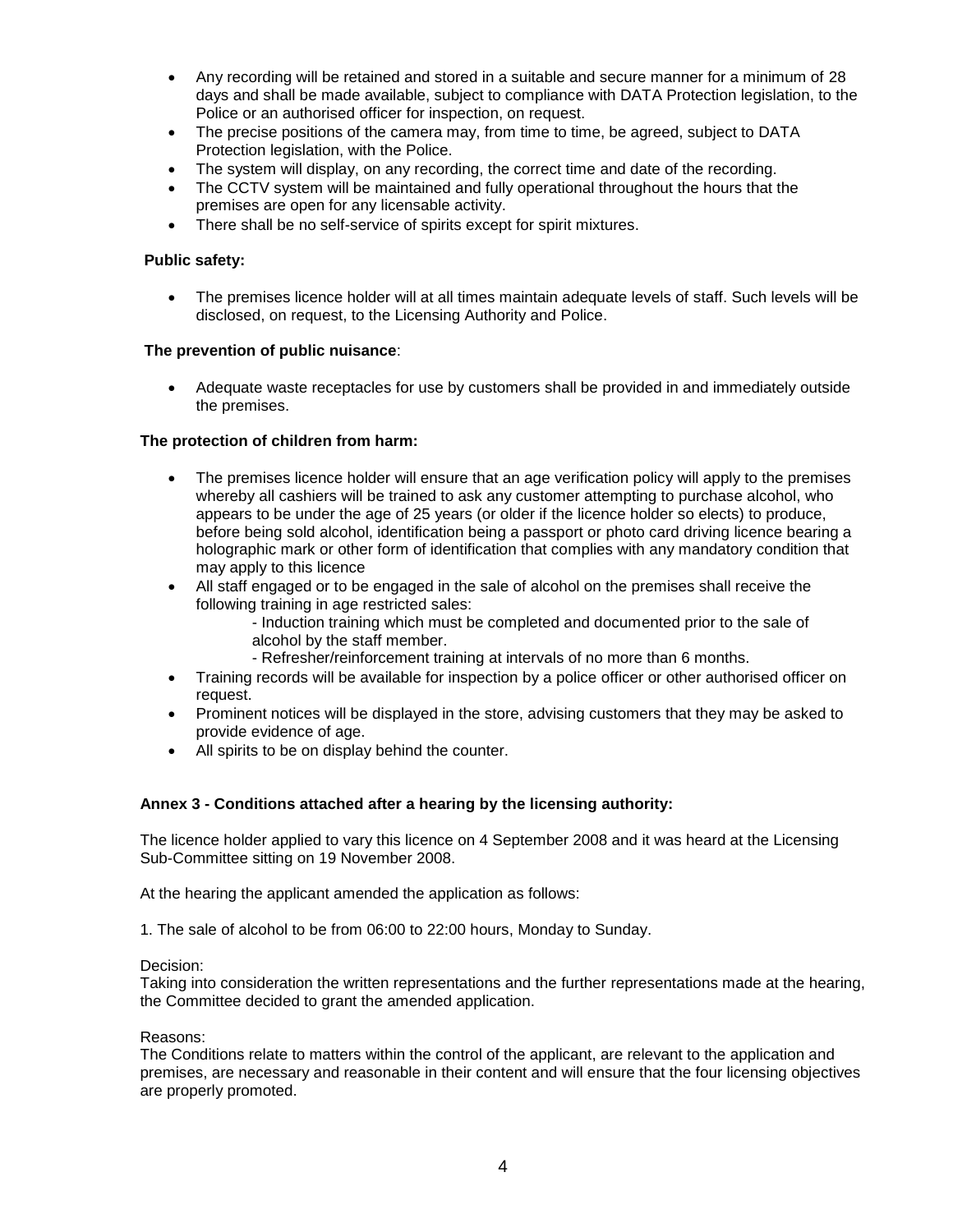- Any recording will be retained and stored in a suitable and secure manner for a minimum of 28 days and shall be made available, subject to compliance with DATA Protection legislation, to the Police or an authorised officer for inspection, on request.
- The precise positions of the camera may, from time to time, be agreed, subject to DATA Protection legislation, with the Police.
- The system will display, on any recording, the correct time and date of the recording.
- The CCTV system will be maintained and fully operational throughout the hours that the premises are open for any licensable activity.
- There shall be no self-service of spirits except for spirit mixtures.

**Public safety:**

- The premises licence holder will at all times maintain adequate levels of staff. Such levels will be disclosed, on request, to the Licensing Authority and Police.

**The prevention of public nuisance**:

- Adequate waste receptacles for use by customers shall be provided in and immediately outside the premises.

**The protection of children from harm:**

- The premises licence holder will ensure that an age verification policy will apply to the premises whereby all cashiers will be trained to ask any customer attempting to purchase alcohol, who appears to be under the age of 25 years (or older if the licence holder so elects) to produce, before being sold alcohol, identification being a passport or photo card driving licence bearing a holographic mark or other form of identification that complies with any mandatory condition that may apply to this licence
- All staff engaged or to be engaged in the sale of alcohol on the premises shall receive the following training in age restricted sales:
  - Induction training which must be completed and documented prior to the sale of alcohol by the staff member.
  - Refresher/reinforcement training at intervals of no more than 6 months.
- Training records will be available for inspection by a police officer or other authorised officer on request.
- Prominent notices will be displayed in the store, advising customers that they may be asked to provide evidence of age.
- All spirits to be on display behind the counter.

**Annex 3 - Conditions attached after a hearing by the licensing authority:**

The licence holder applied to vary this licence on 4 September 2008 and it was heard at the Licensing Sub-Committee sitting on 19 November 2008.

At the hearing the applicant amended the application as follows:

1. The sale of alcohol to be from 06:00 to 22:00 hours, Monday to Sunday.

Decision:
Taking into consideration the written representations and the further representations made at the hearing, the Committee decided to grant the amended application.

Reasons:
The Conditions relate to matters within the control of the applicant, are relevant to the application and premises, are necessary and reasonable in their content and will ensure that the four licensing objectives are properly promoted.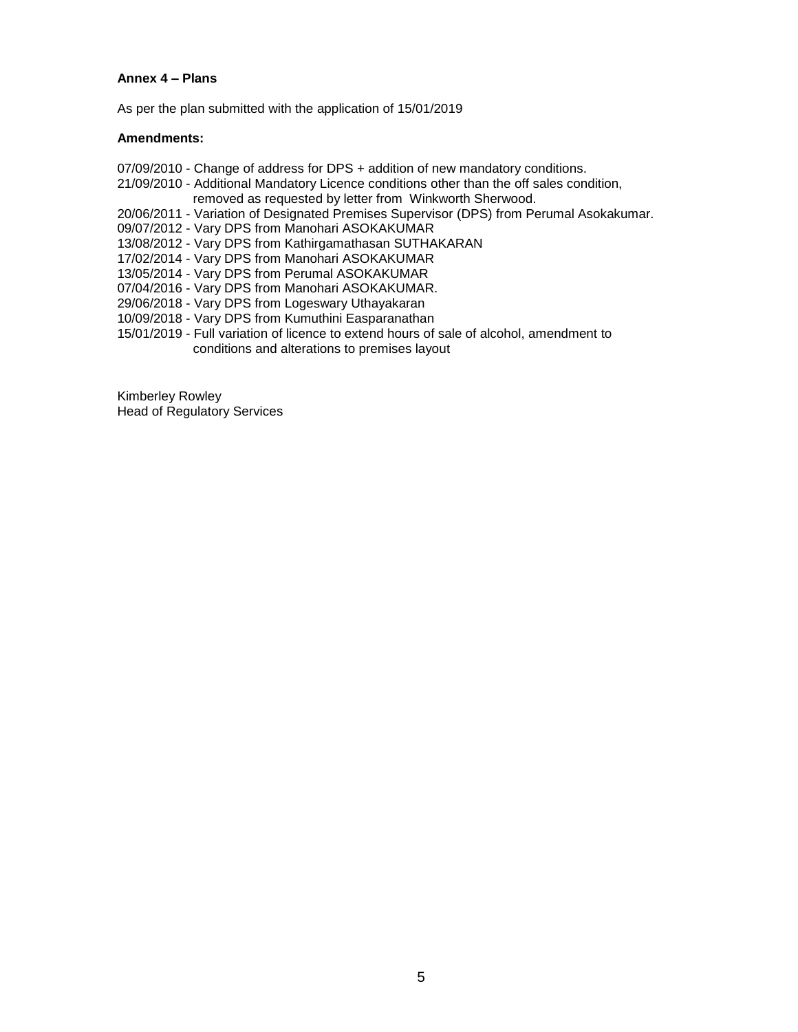**Annex 4 – Plans**

As per the plan submitted with the application of 15/01/2019

**Amendments:**

07/09/2010 - Change of address for DPS + addition of new mandatory conditions.
21/09/2010 - Additional Mandatory Licence conditions other than the off sales condition, removed as requested by letter from Winkworth Sherwood.
20/06/2011 - Variation of Designated Premises Supervisor (DPS) from Perumal Asokakumar.
09/07/2012 - Vary DPS from Manohari ASOKAKUMAR
13/08/2012 - Vary DPS from Kathirgamathasan SUTHAKARAN
17/02/2014 - Vary DPS from Manohari ASOKAKUMAR
13/05/2014 - Vary DPS from Perumal ASOKAKUMAR
07/04/2016 - Vary DPS from Manohari ASOKAKUMAR.
29/06/2018 - Vary DPS from Logeswary Uthayakaran
10/09/2018 - Vary DPS from Kumuthini Easparanathan
15/01/2019 - Full variation of licence to extend hours of sale of alcohol, amendment to conditions and alterations to premises layout

Kimberley Rowley
Head of Regulatory Services